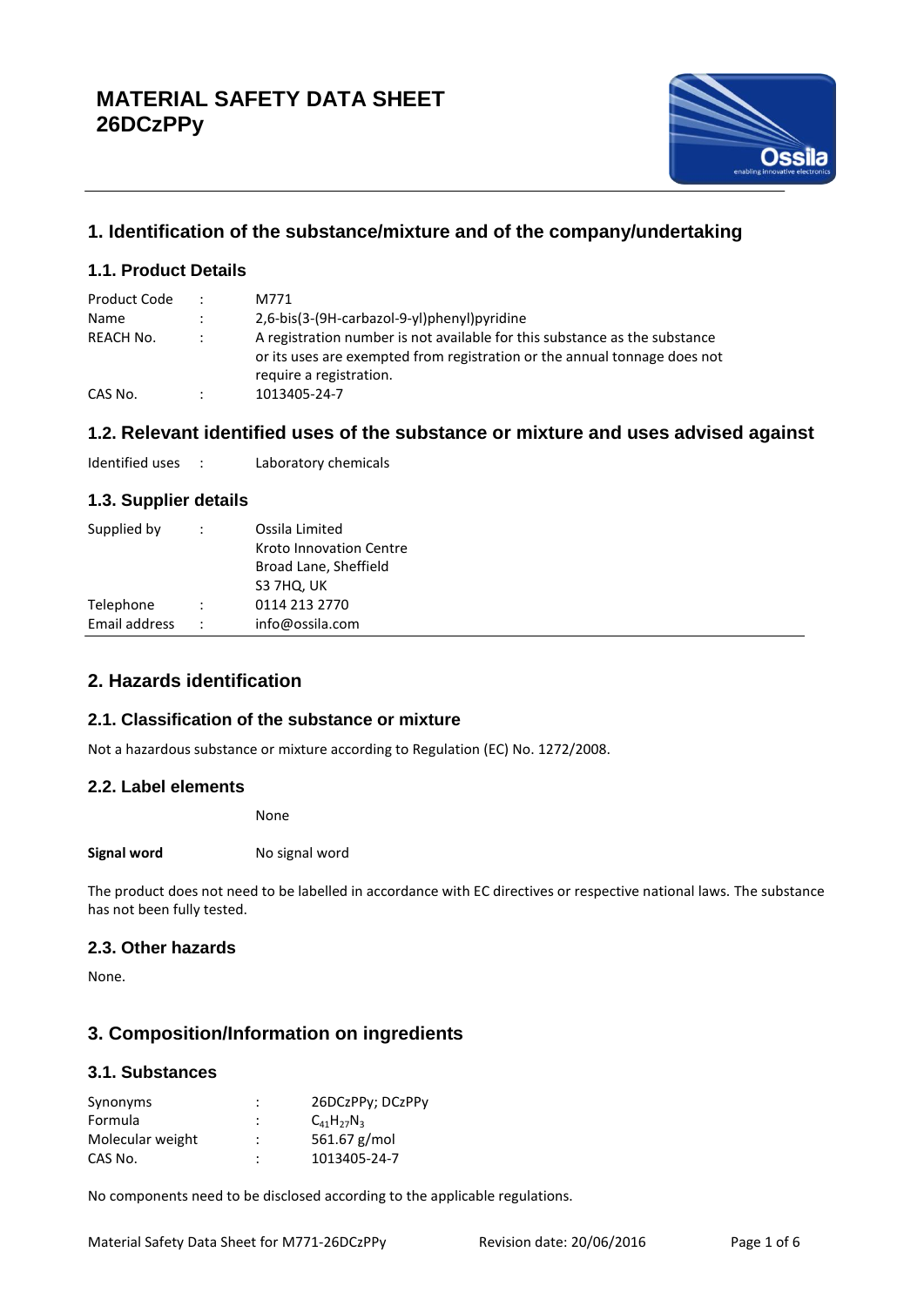# MATERIAL SAFETY DATA SHEET
# 26DCzPPy

## 1. Identification of the substance/mixture and of the company/undertaking

### 1.1. Product Details

| | | |
|---|---|---|
| Product Code | : | M771 |
| Name | : | 2,6-bis(3-(9H-carbazol-9-yl)phenyl)pyridine |
| REACH No. | : | A registration number is not available for this substance as the substance or its uses are exempted from registration or the annual tonnage does not require a registration. |
| CAS No. | : | 1013405-24-7 |

### 1.2. Relevant identified uses of the substance or mixture and uses advised against

| | | |
|---|---|---|
| Identified uses | : | Laboratory chemicals |

### 1.3. Supplier details

| | | |
|---|---|---|
| Supplied by | : | Ossila Limited<br>Kroto Innovation Centre<br>Broad Lane, Sheffield<br>S3 7HQ, UK |
| Telephone | : | 0114 213 2770 |
| Email address | : | info@ossila.com |

## 2. Hazards identification

### 2.1. Classification of the substance or mixture

Not a hazardous substance or mixture according to Regulation (EC) No. 1272/2008.

### 2.2. Label elements

None

**Signal word** No signal word

The product does not need to be labelled in accordance with EC directives or respective national laws. The substance has not been fully tested.

### 2.3. Other hazards

None.

## 3. Composition/Information on ingredients

### 3.1. Substances

| | | |
|---|---|---|
| Synonyms | : | 26DCzPPy; DCzPPy |
| Formula | : | $C_{41}H_{27}N_3$ |
| Molecular weight | : | 561.67 g/mol |
| CAS No. | : | 1013405-24-7 |

No components need to be disclosed according to the applicable regulations.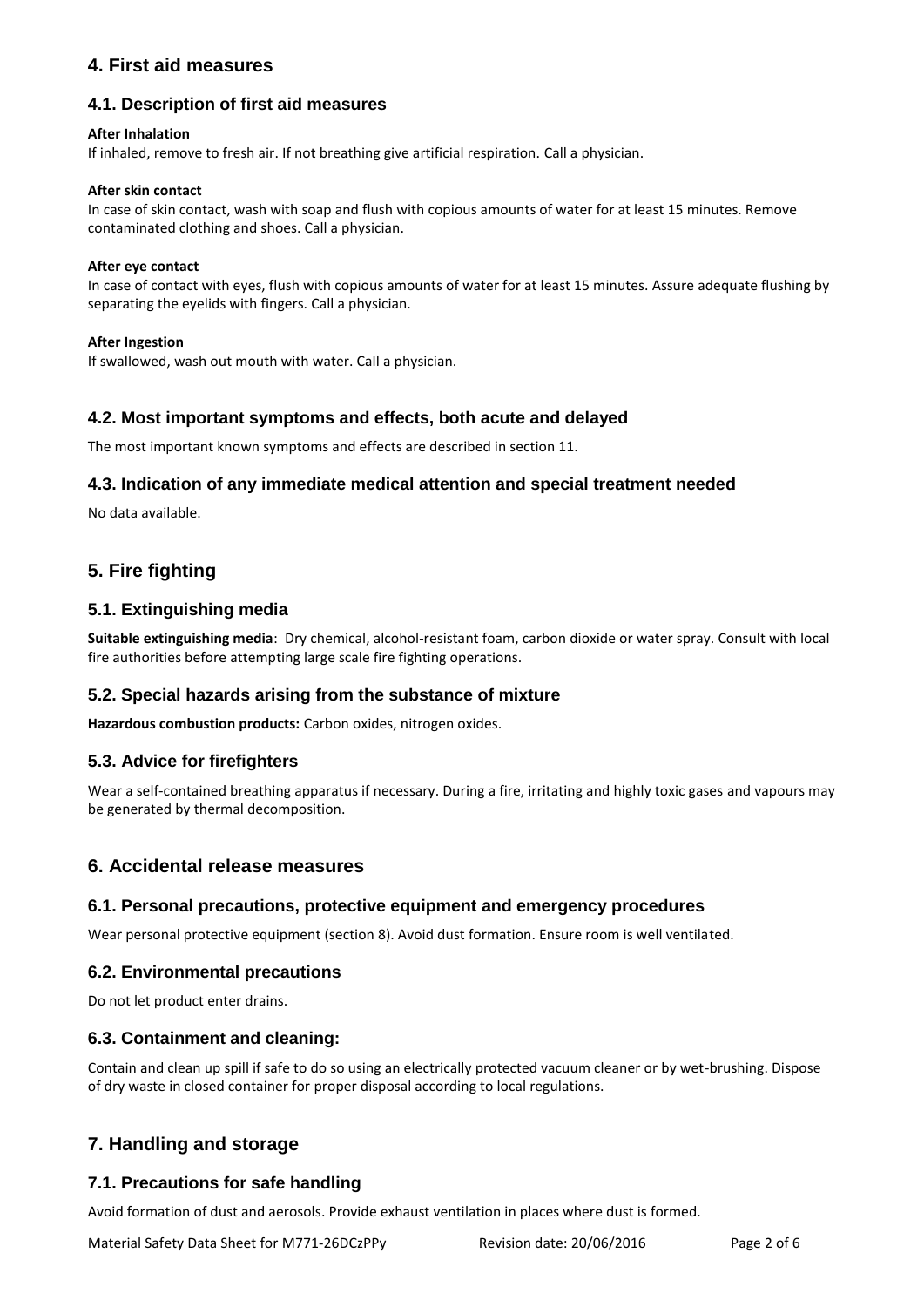## 4. First aid measures

### 4.1. Description of first aid measures

**After Inhalation**

If inhaled, remove to fresh air. If not breathing give artificial respiration. Call a physician.

**After skin contact**

In case of skin contact, wash with soap and flush with copious amounts of water for at least 15 minutes. Remove contaminated clothing and shoes. Call a physician.

**After eye contact**

In case of contact with eyes, flush with copious amounts of water for at least 15 minutes. Assure adequate flushing by separating the eyelids with fingers. Call a physician.

**After Ingestion**

If swallowed, wash out mouth with water. Call a physician.

### 4.2. Most important symptoms and effects, both acute and delayed

The most important known symptoms and effects are described in section 11.

### 4.3. Indication of any immediate medical attention and special treatment needed

No data available.

## 5. Fire fighting

### 5.1. Extinguishing media

**Suitable extinguishing media**: Dry chemical, alcohol-resistant foam, carbon dioxide or water spray. Consult with local fire authorities before attempting large scale fire fighting operations.

### 5.2. Special hazards arising from the substance of mixture

**Hazardous combustion products:** Carbon oxides, nitrogen oxides.

### 5.3. Advice for firefighters

Wear a self-contained breathing apparatus if necessary. During a fire, irritating and highly toxic gases and vapours may be generated by thermal decomposition.

## 6. Accidental release measures

### 6.1. Personal precautions, protective equipment and emergency procedures

Wear personal protective equipment (section 8). Avoid dust formation. Ensure room is well ventilated.

### 6.2. Environmental precautions

Do not let product enter drains.

### 6.3. Containment and cleaning:

Contain and clean up spill if safe to do so using an electrically protected vacuum cleaner or by wet-brushing. Dispose of dry waste in closed container for proper disposal according to local regulations.

## 7. Handling and storage

### 7.1. Precautions for safe handling

Avoid formation of dust and aerosols. Provide exhaust ventilation in places where dust is formed.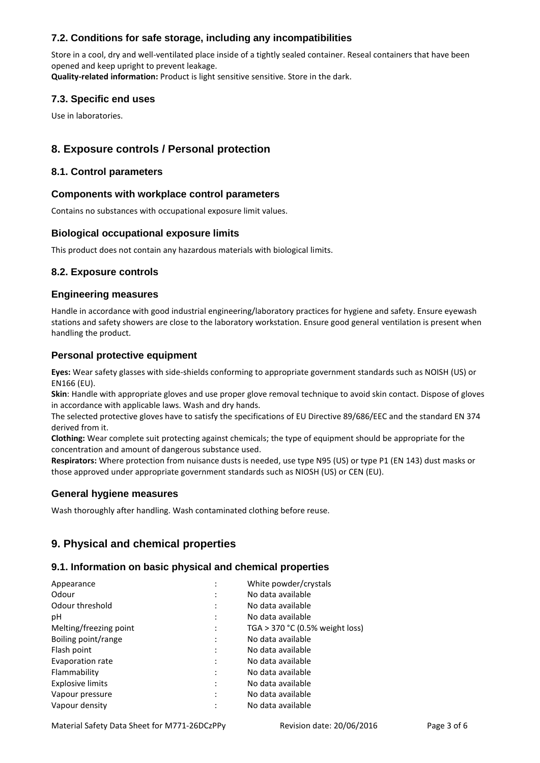### 7.2. Conditions for safe storage, including any incompatibilities

Store in a cool, dry and well-ventilated place inside of a tightly sealed container. Reseal containers that have been opened and keep upright to prevent leakage.
**Quality-related information:** Product is light sensitive sensitive. Store in the dark.

### 7.3. Specific end uses

Use in laboratories.

## 8. Exposure controls / Personal protection

### 8.1. Control parameters

### Components with workplace control parameters

Contains no substances with occupational exposure limit values.

### Biological occupational exposure limits

This product does not contain any hazardous materials with biological limits.

### 8.2. Exposure controls

### Engineering measures

Handle in accordance with good industrial engineering/laboratory practices for hygiene and safety. Ensure eyewash stations and safety showers are close to the laboratory workstation. Ensure good general ventilation is present when handling the product.

### Personal protective equipment

**Eyes:** Wear safety glasses with side-shields conforming to appropriate government standards such as NOISH (US) or EN166 (EU).
**Skin**: Handle with appropriate gloves and use proper glove removal technique to avoid skin contact. Dispose of gloves in accordance with applicable laws. Wash and dry hands.
The selected protective gloves have to satisfy the specifications of EU Directive 89/686/EEC and the standard EN 374 derived from it.
**Clothing:** Wear complete suit protecting against chemicals; the type of equipment should be appropriate for the concentration and amount of dangerous substance used.
**Respirators:** Where protection from nuisance dusts is needed, use type N95 (US) or type P1 (EN 143) dust masks or those approved under appropriate government standards such as NIOSH (US) or CEN (EU).

### General hygiene measures

Wash thoroughly after handling. Wash contaminated clothing before reuse.

## 9. Physical and chemical properties

### 9.1. Information on basic physical and chemical properties

| | | |
|---|---|---|
| Appearance | : | White powder/crystals |
| Odour | : | No data available |
| Odour threshold | : | No data available |
| pH | : | No data available |
| Melting/freezing point | : | TGA > 370 °C (0.5% weight loss) |
| Boiling point/range | : | No data available |
| Flash point | : | No data available |
| Evaporation rate | : | No data available |
| Flammability | : | No data available |
| Explosive limits | : | No data available |
| Vapour pressure | : | No data available |
| Vapour density | : | No data available |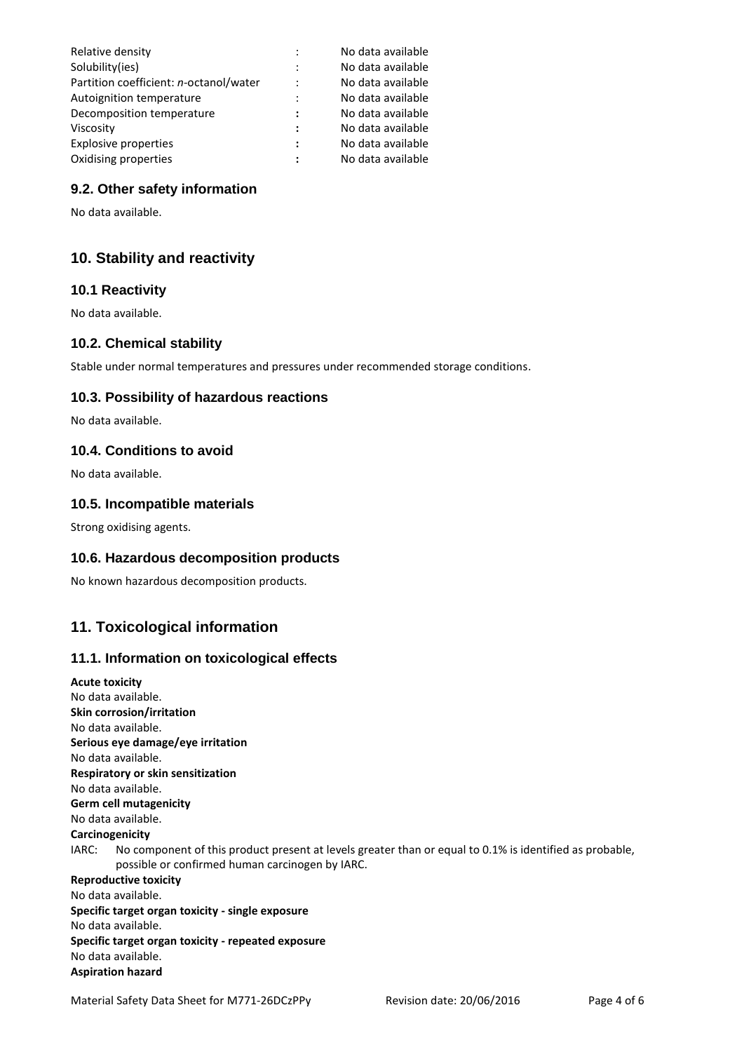| | | |
|---|---|---|
| Relative density | : | No data available |
| Solubility(ies) | : | No data available |
| Partition coefficient: *n*-octanol/water | : | No data available |
| Autoignition temperature | : | No data available |
| Decomposition temperature | : | No data available |
| Viscosity | : | No data available |
| Explosive properties | : | No data available |
| Oxidising properties | : | No data available |

### 9.2. Other safety information

No data available.

## 10. Stability and reactivity

### 10.1 Reactivity

No data available.

### 10.2. Chemical stability

Stable under normal temperatures and pressures under recommended storage conditions.

### 10.3. Possibility of hazardous reactions

No data available.

### 10.4. Conditions to avoid

No data available.

### 10.5. Incompatible materials

Strong oxidising agents.

### 10.6. Hazardous decomposition products

No known hazardous decomposition products.

## 11. Toxicological information

### 11.1. Information on toxicological effects

**Acute toxicity**
No data available.
**Skin corrosion/irritation**
No data available.
**Serious eye damage/eye irritation**
No data available.
**Respiratory or skin sensitization**
No data available.
**Germ cell mutagenicity**
No data available.
**Carcinogenicity**
IARC: No component of this product present at levels greater than or equal to 0.1% is identified as probable, possible or confirmed human carcinogen by IARC.
**Reproductive toxicity**
No data available.
**Specific target organ toxicity - single exposure**
No data available.
**Specific target organ toxicity - repeated exposure**
No data available.
**Aspiration hazard**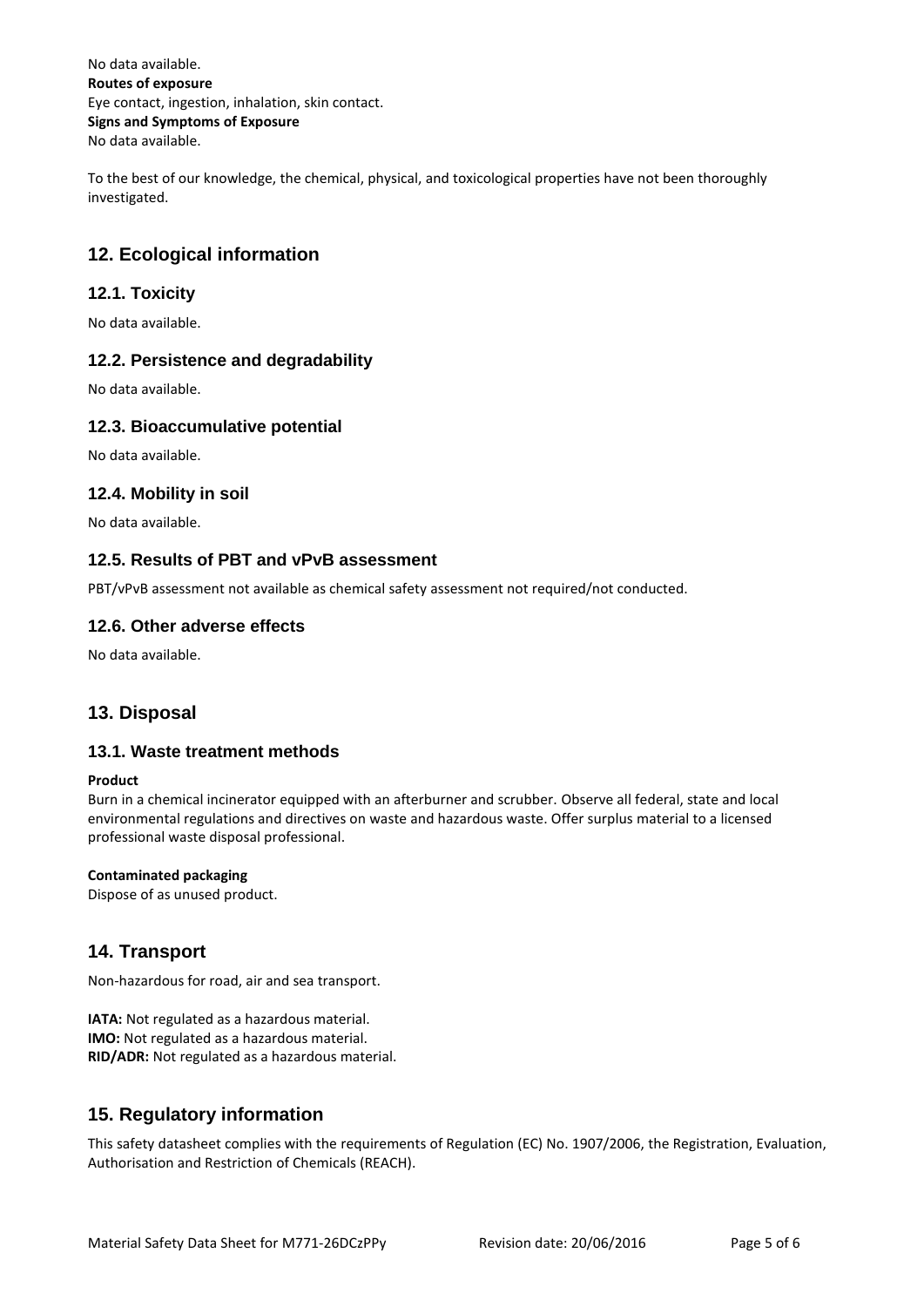No data available.

**Routes of exposure**

Eye contact, ingestion, inhalation, skin contact.

**Signs and Symptoms of Exposure**

No data available.

To the best of our knowledge, the chemical, physical, and toxicological properties have not been thoroughly investigated.

## 12. Ecological information

### 12.1. Toxicity

No data available.

### 12.2. Persistence and degradability

No data available.

### 12.3. Bioaccumulative potential

No data available.

### 12.4. Mobility in soil

No data available.

### 12.5. Results of PBT and vPvB assessment

PBT/vPvB assessment not available as chemical safety assessment not required/not conducted.

### 12.6. Other adverse effects

No data available.

## 13. Disposal

### 13.1. Waste treatment methods

**Product**

Burn in a chemical incinerator equipped with an afterburner and scrubber. Observe all federal, state and local environmental regulations and directives on waste and hazardous waste. Offer surplus material to a licensed professional waste disposal professional.

**Contaminated packaging**

Dispose of as unused product.

## 14. Transport

Non-hazardous for road, air and sea transport.

**IATA:** Not regulated as a hazardous material.
**IMO:** Not regulated as a hazardous material.
**RID/ADR:** Not regulated as a hazardous material.

## 15. Regulatory information

This safety datasheet complies with the requirements of Regulation (EC) No. 1907/2006, the Registration, Evaluation, Authorisation and Restriction of Chemicals (REACH).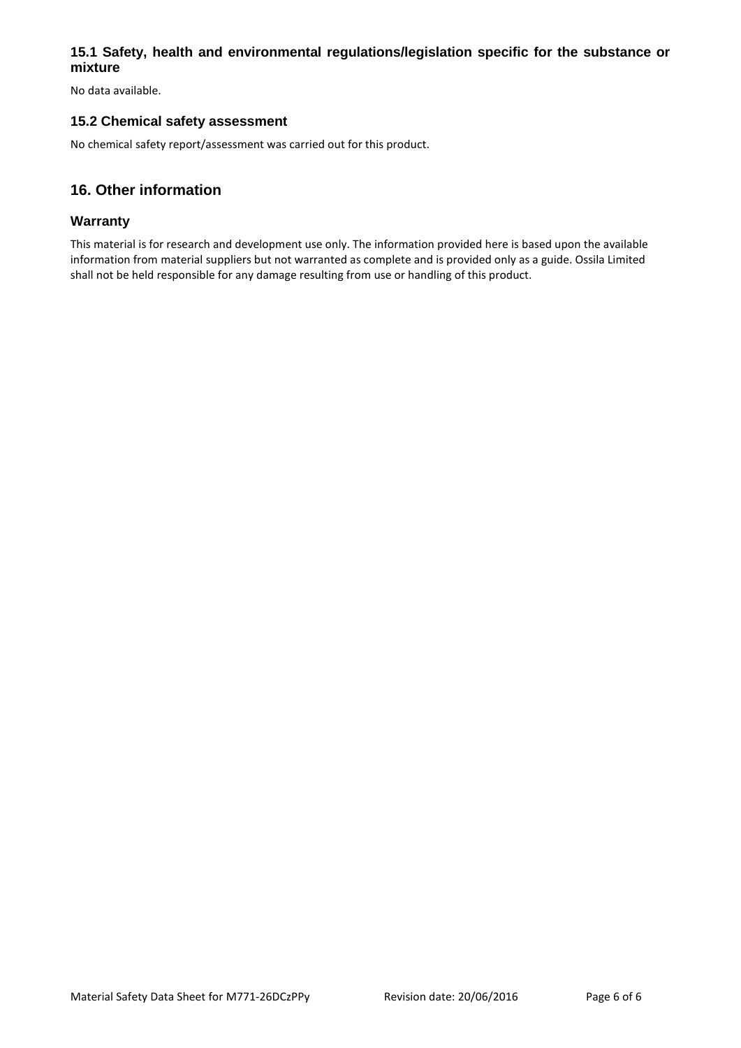### 15.1 Safety, health and environmental regulations/legislation specific for the substance or mixture

No data available.

### 15.2 Chemical safety assessment

No chemical safety report/assessment was carried out for this product.

## 16. Other information

### Warranty

This material is for research and development use only. The information provided here is based upon the available information from material suppliers but not warranted as complete and is provided only as a guide. Ossila Limited shall not be held responsible for any damage resulting from use or handling of this product.